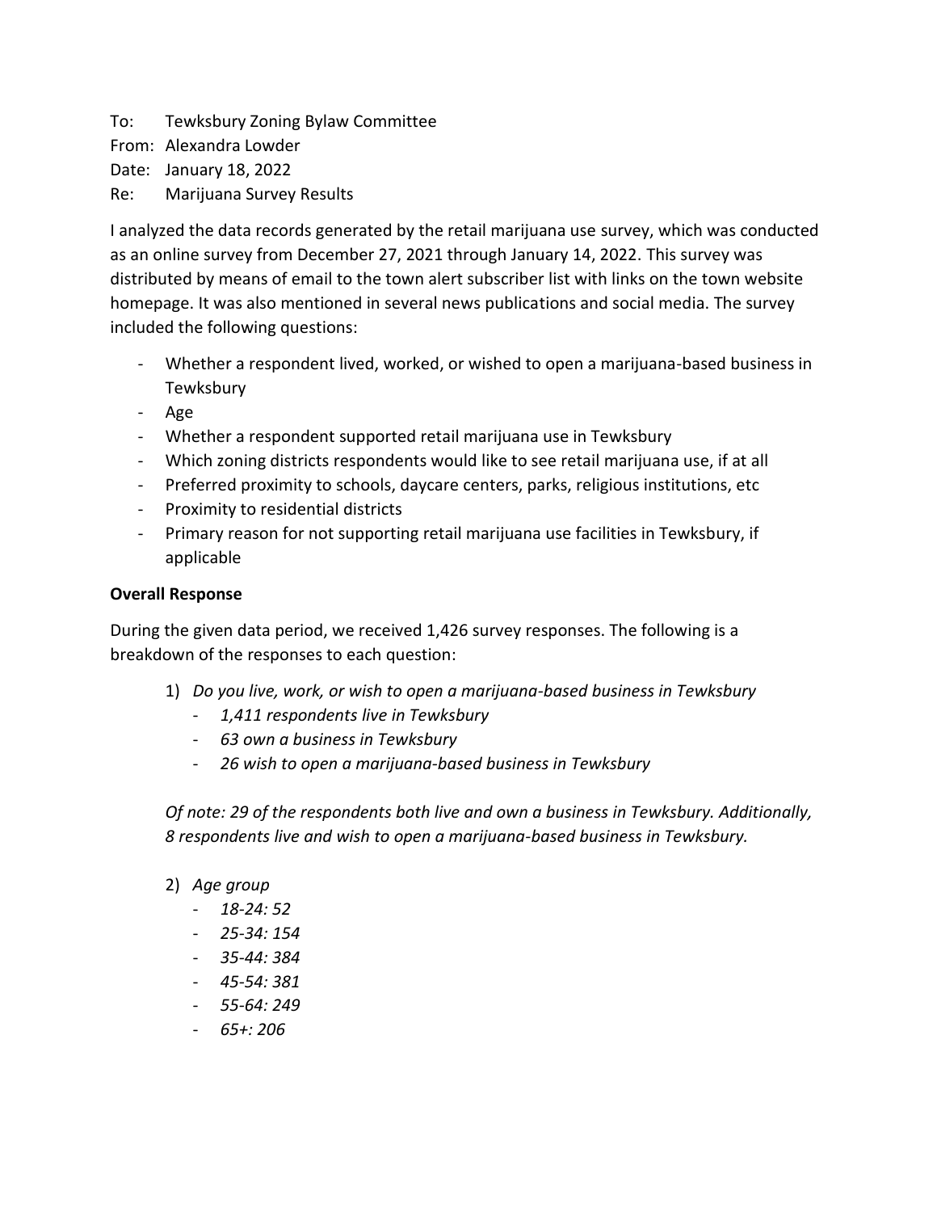To: Tewksbury Zoning Bylaw Committee
From: Alexandra Lowder
Date: January 18, 2022
Re: Marijuana Survey Results

I analyzed the data records generated by the retail marijuana use survey, which was conducted as an online survey from December 27, 2021 through January 14, 2022. This survey was distributed by means of email to the town alert subscriber list with links on the town website homepage. It was also mentioned in several news publications and social media. The survey included the following questions:

- Whether a respondent lived, worked, or wished to open a marijuana-based business in Tewksbury
- Age
- Whether a respondent supported retail marijuana use in Tewksbury
- Which zoning districts respondents would like to see retail marijuana use, if at all
- Preferred proximity to schools, daycare centers, parks, religious institutions, etc
- Proximity to residential districts
- Primary reason for not supporting retail marijuana use facilities in Tewksbury, if applicable

**Overall Response**

During the given data period, we received 1,426 survey responses. The following is a breakdown of the responses to each question:

1) *Do you live, work, or wish to open a marijuana-based business in Tewksbury*
   - *1,411 respondents live in Tewksbury*
   - *63 own a business in Tewksbury*
   - *26 wish to open a marijuana-based business in Tewksbury*

   *Of note: 29 of the respondents both live and own a business in Tewksbury. Additionally, 8 respondents live and wish to open a marijuana-based business in Tewksbury.*

2) *Age group*
   - *18-24: 52*
   - *25-34: 154*
   - *35-44: 384*
   - *45-54: 381*
   - *55-64: 249*
   - *65+: 206*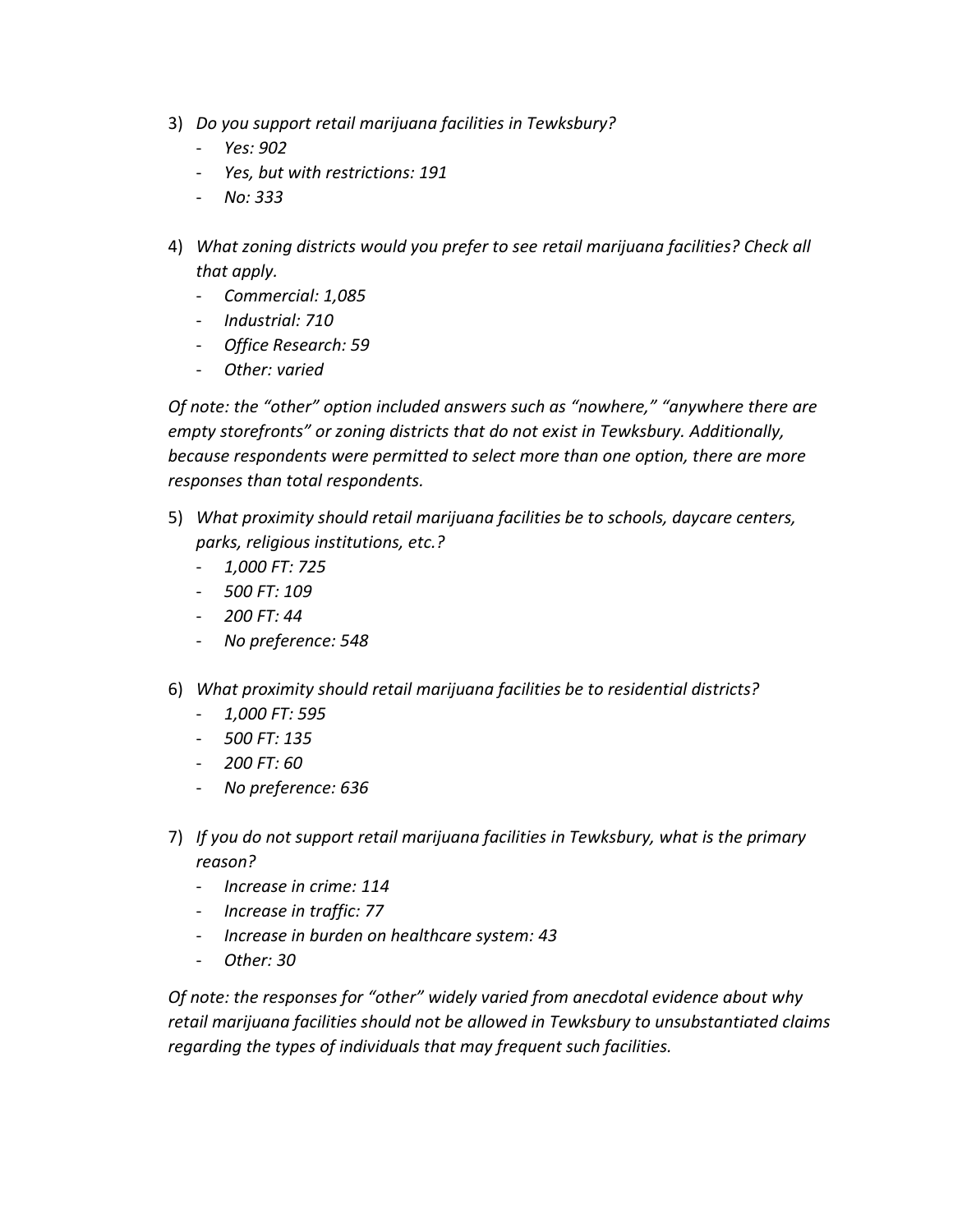3) *Do you support retail marijuana facilities in Tewksbury?*
    - *Yes: 902*
    - *Yes, but with restrictions: 191*
    - *No: 333*

4) *What zoning districts would you prefer to see retail marijuana facilities? Check all that apply.*
    - *Commercial: 1,085*
    - *Industrial: 710*
    - *Office Research: 59*
    - *Other: varied*

*Of note: the "other" option included answers such as "nowhere," "anywhere there are empty storefronts" or zoning districts that do not exist in Tewksbury. Additionally, because respondents were permitted to select more than one option, there are more responses than total respondents.*

5) *What proximity should retail marijuana facilities be to schools, daycare centers, parks, religious institutions, etc.?*
    - *1,000 FT: 725*
    - *500 FT: 109*
    - *200 FT: 44*
    - *No preference: 548*

6) *What proximity should retail marijuana facilities be to residential districts?*
    - *1,000 FT: 595*
    - *500 FT: 135*
    - *200 FT: 60*
    - *No preference: 636*

7) *If you do not support retail marijuana facilities in Tewksbury, what is the primary reason?*
    - *Increase in crime: 114*
    - *Increase in traffic: 77*
    - *Increase in burden on healthcare system: 43*
    - *Other: 30*

*Of note: the responses for "other" widely varied from anecdotal evidence about why retail marijuana facilities should not be allowed in Tewksbury to unsubstantiated claims regarding the types of individuals that may frequent such facilities.*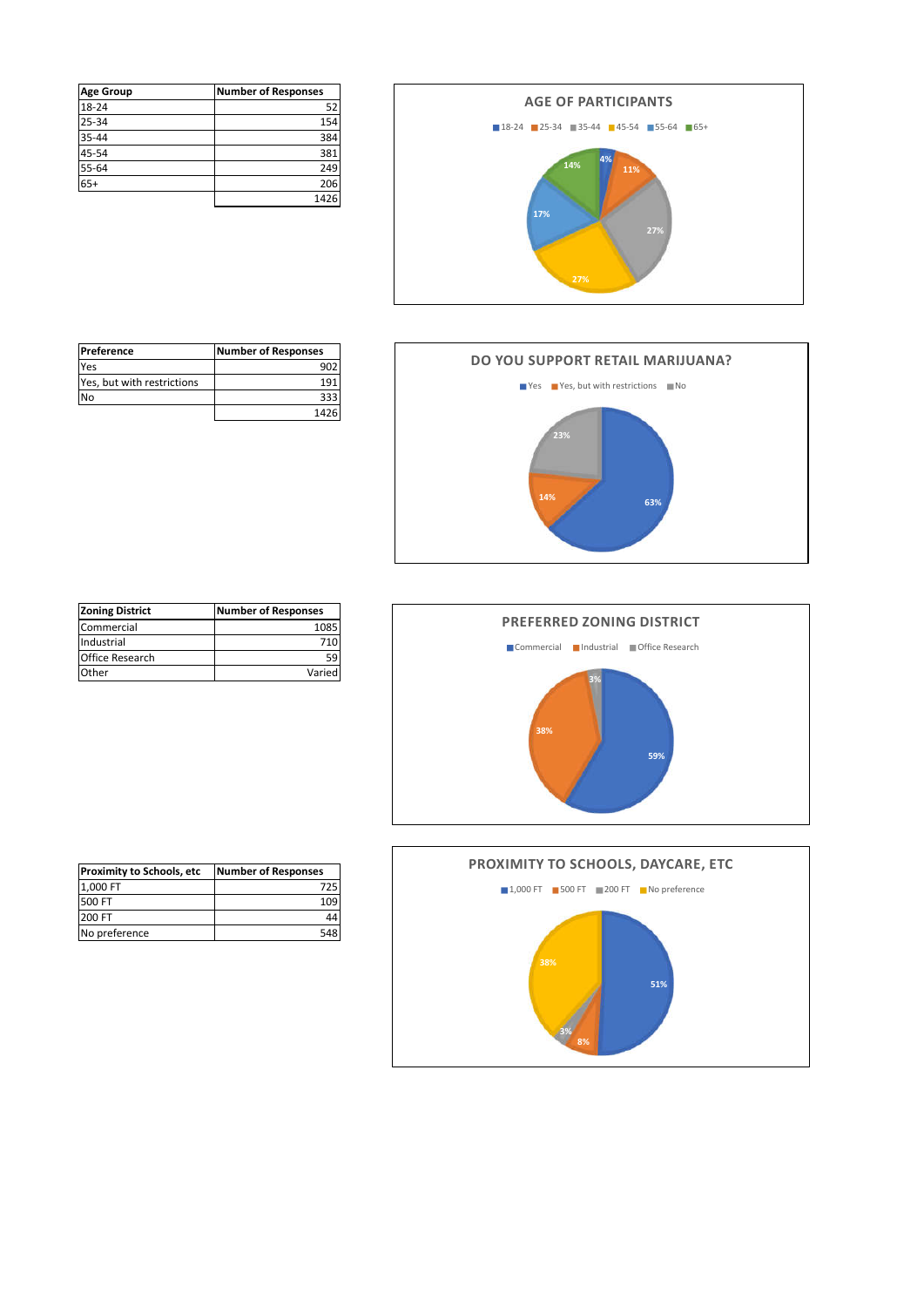| Age Group | Number of Responses |
|---|---|
| 18-24 | 52 |
| 25-34 | 154 |
| 35-44 | 384 |
| 45-54 | 381 |
| 55-64 | 249 |
| 65+ | 206 |
| | 1426 |

**AGE OF PARTICIPANTS**

18-24 4%, 25-34 11%, 35-44 27%, 45-54 27%, 55-64 17%, 65+ 14%

| Preference | Number of Responses |
|---|---|
| Yes | 902 |
| Yes, but with restrictions | 191 |
| No | 333 |
| | 1426 |

**DO YOU SUPPORT RETAIL MARIJUANA?**

Yes 63%, Yes, but with restrictions 14%, No 23%

| Zoning District | Number of Responses |
|---|---|
| Commercial | 1085 |
| Industrial | 710 |
| Office Research | 59 |
| Other | Varied |

**PREFERRED ZONING DISTRICT**

Commercial 59%, Industrial 38%, Office Research 3%

| Proximity to Schools, etc | Number of Responses |
|---|---|
| 1,000 FT | 725 |
| 500 FT | 109 |
| 200 FT | 44 |
| No preference | 548 |

**PROXIMITY TO SCHOOLS, DAYCARE, ETC**

1,000 FT 51%, 500 FT 8%, 200 FT 3%, No preference 38%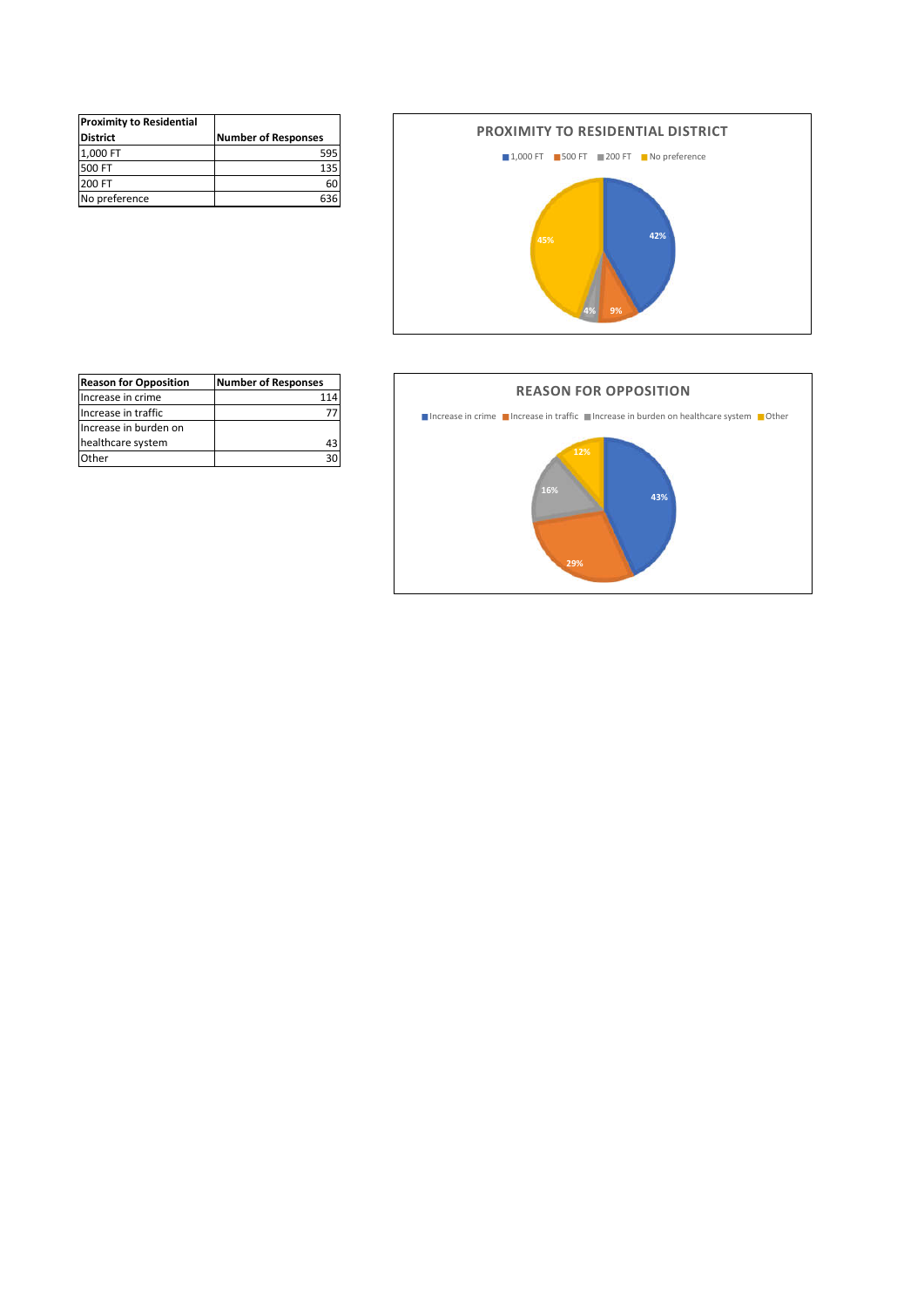| Proximity to Residential District | Number of Responses |
|---|---|
| 1,000 FT | 595 |
| 500 FT | 135 |
| 200 FT | 60 |
| No preference | 636 |

**PROXIMITY TO RESIDENTIAL DISTRICT**

1,000 FT | 500 FT | 200 FT | No preference

45% | 42% | 4% | 9%

| Reason for Opposition | Number of Responses |
|---|---|
| Increase in crime | 114 |
| Increase in traffic | 77 |
| Increase in burden on healthcare system | 43 |
| Other | 30 |

**REASON FOR OPPOSITION**

Increase in crime | Increase in traffic | Increase in burden on healthcare system | Other

12% | 16% | 43% | 29%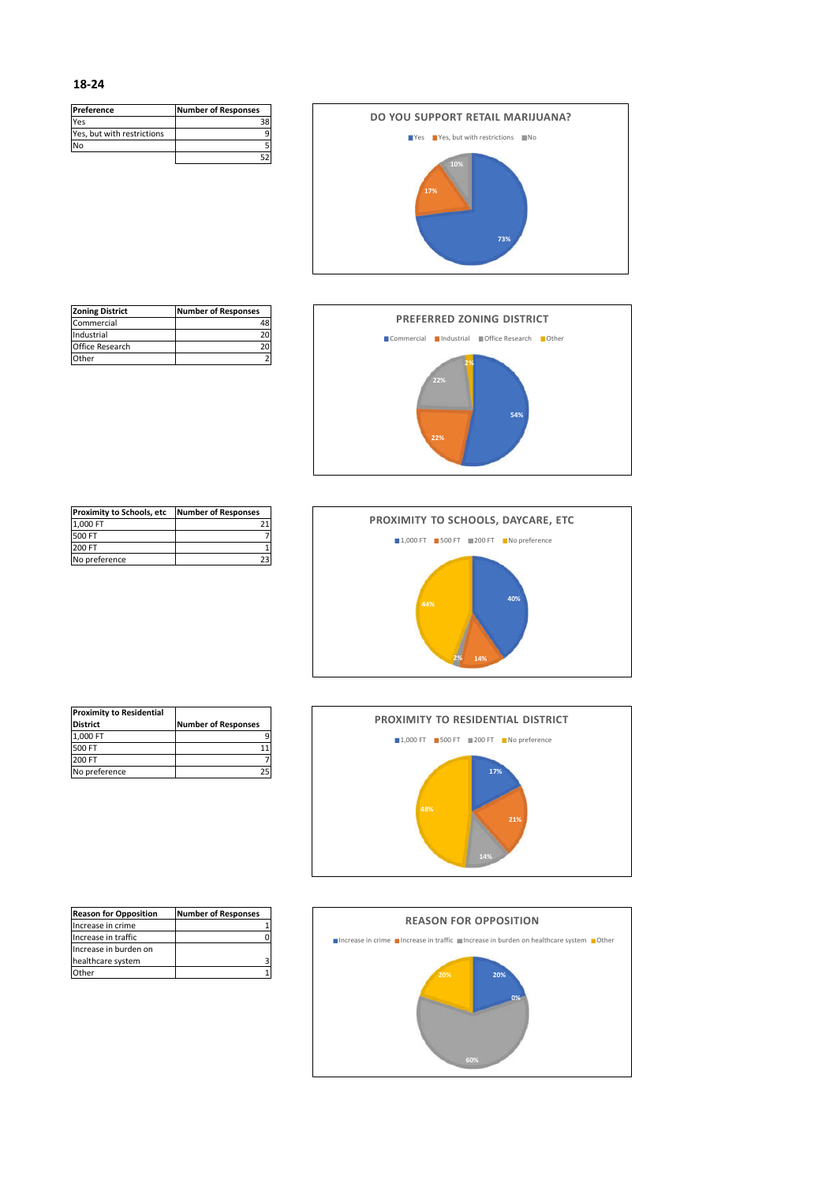## 18-24

| Preference | Number of Responses |
|---|---|
| Yes | 38 |
| Yes, but with restrictions | 9 |
| No | 5 |
| | 52 |

**DO YOU SUPPORT RETAIL MARIJUANA?**

Yes | Yes, but with restrictions | No

73% | 17% | 10%

| Zoning District | Number of Responses |
|---|---|
| Commercial | 48 |
| Industrial | 20 |
| Office Research | 20 |
| Other | 2 |

**PREFERRED ZONING DISTRICT**

Commercial | Industrial | Office Research | Other

54% | 22% | 22% | 2%

| Proximity to Schools, etc | Number of Responses |
|---|---|
| 1,000 FT | 21 |
| 500 FT | 7 |
| 200 FT | 1 |
| No preference | 23 |

**PROXIMITY TO SCHOOLS, DAYCARE, ETC**

1,000 FT | 500 FT | 200 FT | No preference

40% | 14% | 2% | 44%

| Proximity to Residential District | Number of Responses |
|---|---|
| 1,000 FT | 9 |
| 500 FT | 11 |
| 200 FT | 7 |
| No preference | 25 |

**PROXIMITY TO RESIDENTIAL DISTRICT**

1,000 FT | 500 FT | 200 FT | No preference

17% | 21% | 14% | 48%

| Reason for Opposition | Number of Responses |
|---|---|
| Increase in crime | 1 |
| Increase in traffic | 0 |
| Increase in burden on healthcare system | 3 |
| Other | 1 |

**REASON FOR OPPOSITION**

Increase in crime | Increase in traffic | Increase in burden on healthcare system | Other

20% | 0% | 60% | 20%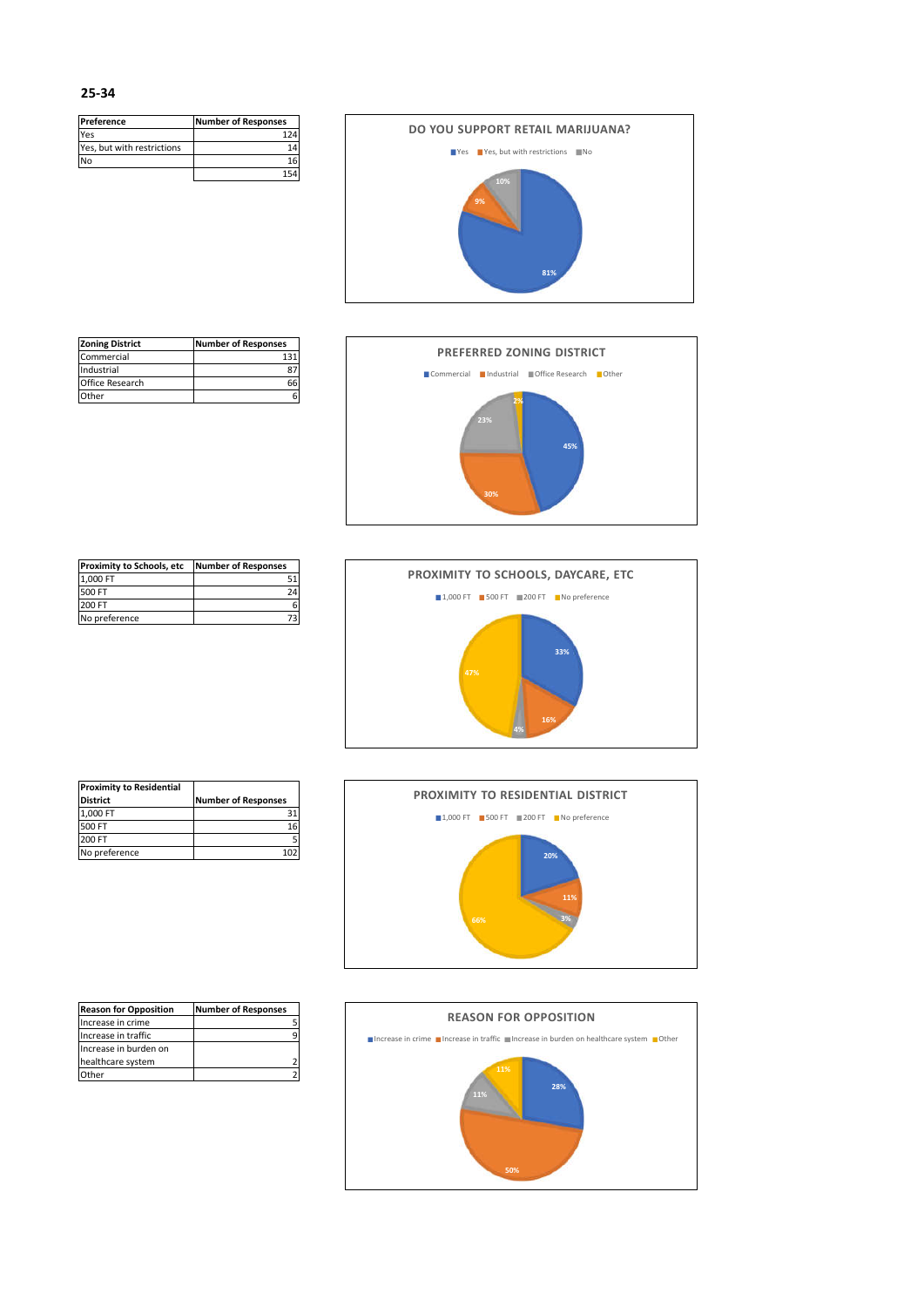## 25-34

| Preference | Number of Responses |
|---|---|
| Yes | 124 |
| Yes, but with restrictions | 14 |
| No | 16 |
| | 154 |

**DO YOU SUPPORT RETAIL MARIJUANA?**

Yes ■ Yes, but with restrictions ■ No

81% / 9% / 10%

| Zoning District | Number of Responses |
|---|---|
| Commercial | 131 |
| Industrial | 87 |
| Office Research | 66 |
| Other | 6 |

**PREFERRED ZONING DISTRICT**

Commercial ■ Industrial ■ Office Research ■ Other

45% / 30% / 23% / 2%

| Proximity to Schools, etc | Number of Responses |
|---|---|
| 1,000 FT | 51 |
| 500 FT | 24 |
| 200 FT | 6 |
| No preference | 73 |

**PROXIMITY TO SCHOOLS, DAYCARE, ETC**

1,000 FT ■ 500 FT ■ 200 FT ■ No preference

33% / 16% / 4% / 47%

| Proximity to Residential District | Number of Responses |
|---|---|
| 1,000 FT | 31 |
| 500 FT | 16 |
| 200 FT | 5 |
| No preference | 102 |

**PROXIMITY TO RESIDENTIAL DISTRICT**

1,000 FT ■ 500 FT ■ 200 FT ■ No preference

20% / 11% / 3% / 66%

| Reason for Opposition | Number of Responses |
|---|---|
| Increase in crime | 5 |
| Increase in traffic | 9 |
| Increase in burden on healthcare system | 2 |
| Other | 2 |

**REASON FOR OPPOSITION**

Increase in crime ■ Increase in traffic ■ Increase in burden on healthcare system ■ Other

28% / 50% / 11% / 11%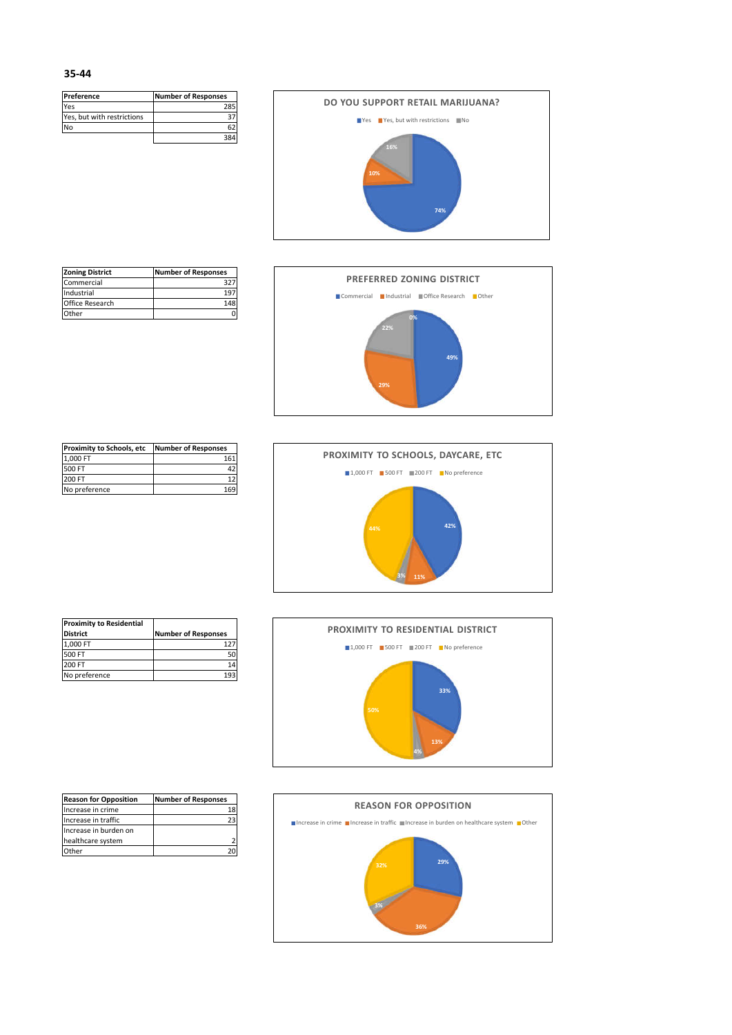## 35-44

| Preference | Number of Responses |
|---|---|
| Yes | 285 |
| Yes, but with restrictions | 37 |
| No | 62 |
| | 384 |

**DO YOU SUPPORT RETAIL MARIJUANA?**

Yes: 74% · Yes, but with restrictions: 10% · No: 16%

| Zoning District | Number of Responses |
|---|---|
| Commercial | 327 |
| Industrial | 197 |
| Office Research | 148 |
| Other | 0 |

**PREFERRED ZONING DISTRICT**

Commercial: 49% · Industrial: 29% · Office Research: 22% · Other: 0%

| Proximity to Schools, etc | Number of Responses |
|---|---|
| 1,000 FT | 161 |
| 500 FT | 42 |
| 200 FT | 12 |
| No preference | 169 |

**PROXIMITY TO SCHOOLS, DAYCARE, ETC**

1,000 FT: 42% · 500 FT: 11% · 200 FT: 3% · No preference: 44%

| Proximity to Residential District | Number of Responses |
|---|---|
| 1,000 FT | 127 |
| 500 FT | 50 |
| 200 FT | 14 |
| No preference | 193 |

**PROXIMITY TO RESIDENTIAL DISTRICT**

1,000 FT: 33% · 500 FT: 13% · 200 FT: 4% · No preference: 50%

| Reason for Opposition | Number of Responses |
|---|---|
| Increase in crime | 18 |
| Increase in traffic | 23 |
| Increase in burden on healthcare system | 2 |
| Other | 20 |

**REASON FOR OPPOSITION**

Increase in crime: 29% · Increase in traffic: 36% · Increase in burden on healthcare system: 3% · Other: 32%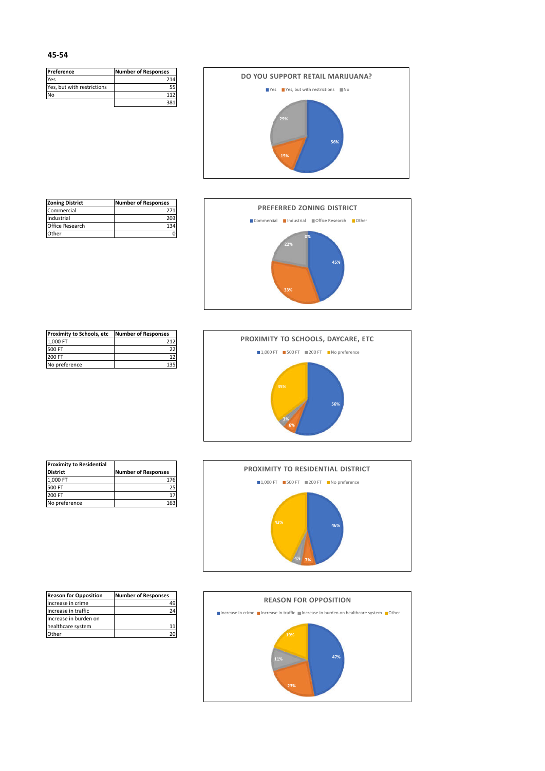## 45-54

| Preference | Number of Responses |
|---|---|
| Yes | 214 |
| Yes, but with restrictions | 55 |
| No | 112 |
| | 381 |

**DO YOU SUPPORT RETAIL MARIJUANA?**

Yes: 56% | Yes, but with restrictions: 15% | No: 29%

| Zoning District | Number of Responses |
|---|---|
| Commercial | 271 |
| Industrial | 203 |
| Office Research | 134 |
| Other | 0 |

**PREFERRED ZONING DISTRICT**

Commercial: 45% | Industrial: 33% | Office Research: 22% | Other: 0%

| Proximity to Schools, etc | Number of Responses |
|---|---|
| 1,000 FT | 212 |
| 500 FT | 22 |
| 200 FT | 12 |
| No preference | 135 |

**PROXIMITY TO SCHOOLS, DAYCARE, ETC**

1,000 FT: 56% | 500 FT: 6% | 200 FT: 3% | No preference: 35%

| Proximity to Residential District | Number of Responses |
|---|---|
| 1,000 FT | 176 |
| 500 FT | 25 |
| 200 FT | 17 |
| No preference | 163 |

**PROXIMITY TO RESIDENTIAL DISTRICT**

1,000 FT: 46% | 500 FT: 7% | 200 FT: 4% | No preference: 43%

| Reason for Opposition | Number of Responses |
|---|---|
| Increase in crime | 49 |
| Increase in traffic | 24 |
| Increase in burden on healthcare system | 11 |
| Other | 20 |

**REASON FOR OPPOSITION**

Increase in crime: 47% | Increase in traffic: 23% | Increase in burden on healthcare system: 11% | Other: 19%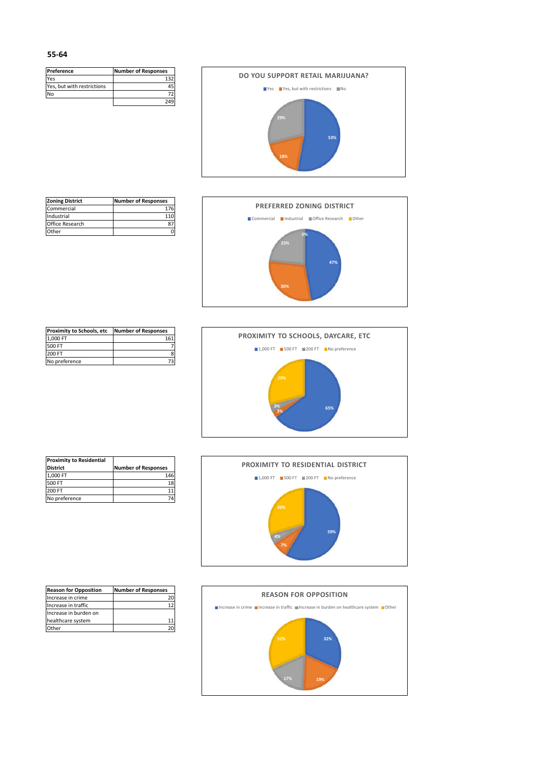## 55-64

| Preference | Number of Responses |
|---|---|
| Yes | 132 |
| Yes, but with restrictions | 45 |
| No | 72 |
| | 249 |

**DO YOU SUPPORT RETAIL MARIJUANA?**

Yes | Yes, but with restrictions | No

53% | 18% | 29%

| Zoning District | Number of Responses |
|---|---|
| Commercial | 176 |
| Industrial | 110 |
| Office Research | 87 |
| Other | 0 |

**PREFERRED ZONING DISTRICT**

Commercial | Industrial | Office Research | Other

47% | 30% | 23% | 0%

| Proximity to Schools, etc | Number of Responses |
|---|---|
| 1,000 FT | 161 |
| 500 FT | 7 |
| 200 FT | 8 |
| No preference | 73 |

**PROXIMITY TO SCHOOLS, DAYCARE, ETC**

1,000 FT | 500 FT | 200 FT | No preference

65% | 3% | 3% | 29%

| Proximity to Residential District | Number of Responses |
|---|---|
| 1,000 FT | 146 |
| 500 FT | 18 |
| 200 FT | 11 |
| No preference | 74 |

**PROXIMITY TO RESIDENTIAL DISTRICT**

1,000 FT | 500 FT | 200 FT | No preference

59% | 7% | 4% | 30%

| Reason for Opposition | Number of Responses |
|---|---|
| Increase in crime | 20 |
| Increase in traffic | 12 |
| Increase in burden on healthcare system | 11 |
| Other | 20 |

**REASON FOR OPPOSITION**

Increase in crime | Increase in traffic | Increase in burden on healthcare system | Other

32% | 19% | 17% | 32%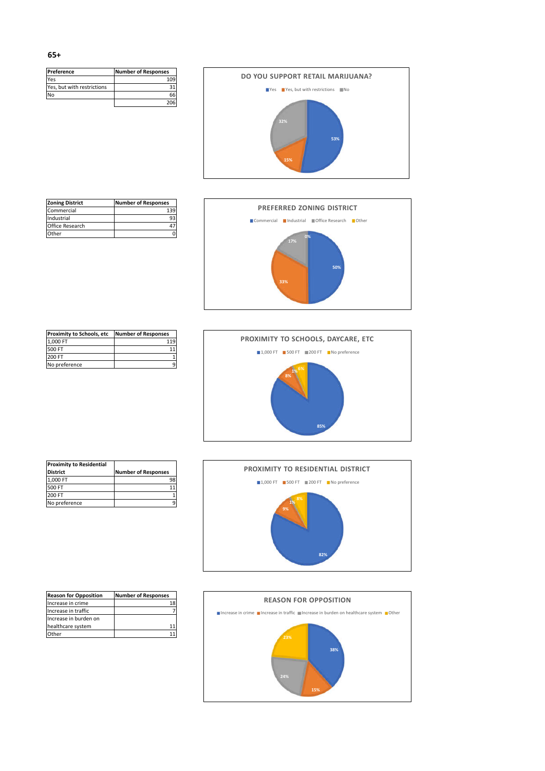**65+**

| Preference | Number of Responses |
|---|---|
| Yes | 109 |
| Yes, but with restrictions | 31 |
| No | 66 |
| | 206 |

DO YOU SUPPORT RETAIL MARIJUANA?

Yes, Yes, but with restrictions, No

53%
15%
32%

| Zoning District | Number of Responses |
|---|---|
| Commercial | 139 |
| Industrial | 93 |
| Office Research | 47 |
| Other | 0 |

PREFERRED ZONING DISTRICT

Commercial, Industrial, Office Research, Other

50%
33%
17%
0%

| Proximity to Schools, etc | Number of Responses |
|---|---|
| 1,000 FT | 119 |
| 500 FT | 11 |
| 200 FT | 1 |
| No preference | 9 |

PROXIMITY TO SCHOOLS, DAYCARE, ETC

1,000 FT, 500 FT, 200 FT, No preference

85%
8%
1%
6%

| Proximity to Residential District | Number of Responses |
|---|---|
| 1,000 FT | 98 |
| 500 FT | 11 |
| 200 FT | 1 |
| No preference | 9 |

PROXIMITY TO RESIDENTIAL DISTRICT

1,000 FT, 500 FT, 200 FT, No preference

82%
9%
1%
8%

| Reason for Opposition | Number of Responses |
|---|---|
| Increase in crime | 18 |
| Increase in traffic | 7 |
| Increase in burden on healthcare system | 11 |
| Other | 11 |

REASON FOR OPPOSITION

Increase in crime, Increase in traffic, Increase in burden on healthcare system, Other

38%
15%
24%
23%